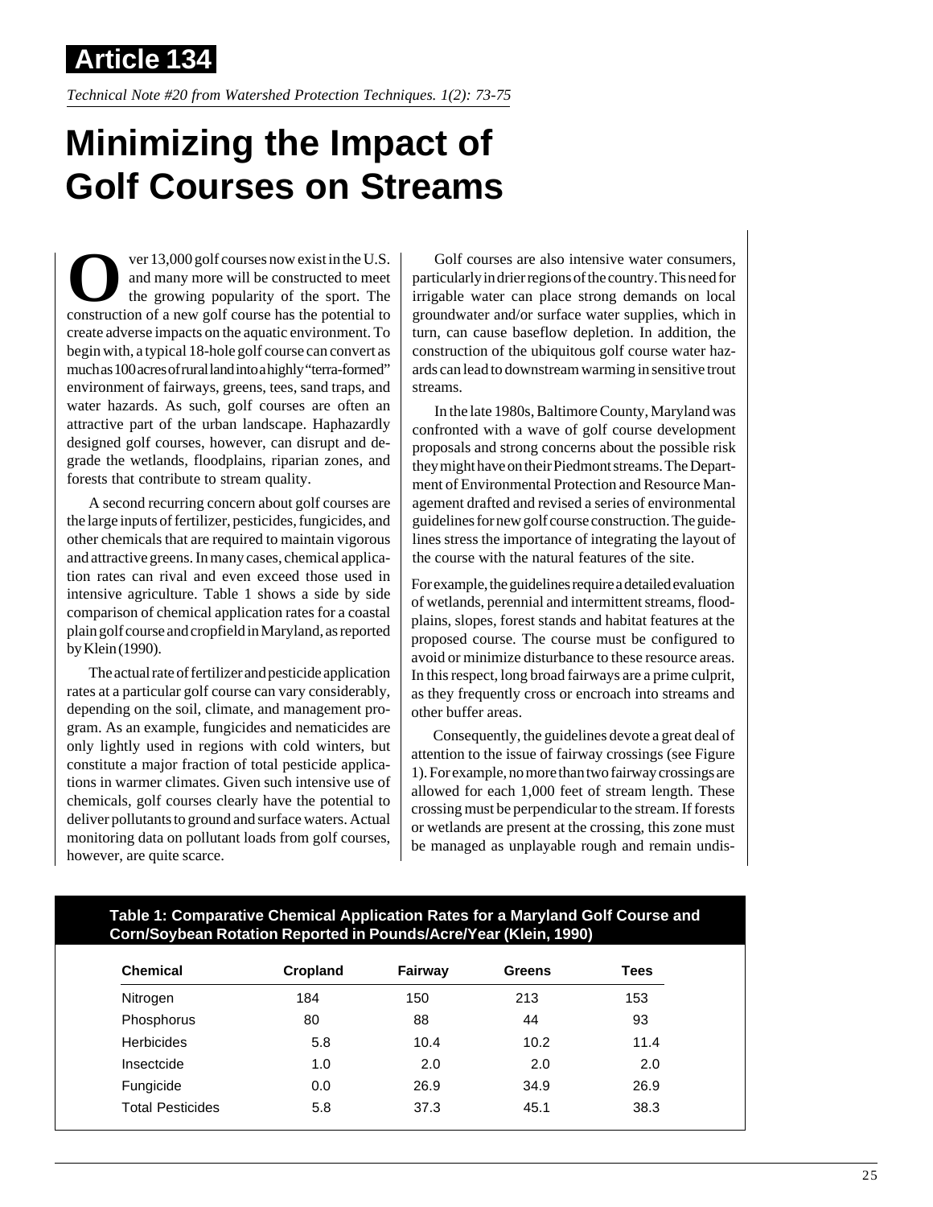**Article 134**

*Technical Note #20 from Watershed Protection Techniques. 1(2): 73-75*

# Minimizing the Impact of Golf Courses on Streams

Over 13,000 golf courses now exist in the U.S. and many more will be constructed to meet the growing popularity of the sport. The construction of a new golf course has the potential to create adverse impacts on the aquatic environment. To begin with, a typical 18-hole golf course can convert as much as 100 acres of rural land into a highly "terra-formed" environment of fairways, greens, tees, sand traps, and water hazards. As such, golf courses are often an attractive part of the urban landscape. Haphazardly designed golf courses, however, can disrupt and degrade the wetlands, floodplains, riparian zones, and forests that contribute to stream quality.

A second recurring concern about golf courses are the large inputs of fertilizer, pesticides, fungicides, and other chemicals that are required to maintain vigorous and attractive greens. In many cases, chemical application rates can rival and even exceed those used in intensive agriculture. Table 1 shows a side by side comparison of chemical application rates for a coastal plain golf course and cropfield in Maryland, as reported by Klein (1990).

The actual rate of fertilizer and pesticide application rates at a particular golf course can vary considerably, depending on the soil, climate, and management program. As an example, fungicides and nematicides are only lightly used in regions with cold winters, but constitute a major fraction of total pesticide applications in warmer climates. Given such intensive use of chemicals, golf courses clearly have the potential to deliver pollutants to ground and surface waters. Actual monitoring data on pollutant loads from golf courses, however, are quite scarce.

Golf courses are also intensive water consumers, particularly in drier regions of the country. This need for irrigable water can place strong demands on local groundwater and/or surface water supplies, which in turn, can cause baseflow depletion. In addition, the construction of the ubiquitous golf course water hazards can lead to downstream warming in sensitive trout streams.

In the late 1980s, Baltimore County, Maryland was confronted with a wave of golf course development proposals and strong concerns about the possible risk they might have on their Piedmont streams. The Department of Environmental Protection and Resource Management drafted and revised a series of environmental guidelines for new golf course construction. The guidelines stress the importance of integrating the layout of the course with the natural features of the site.

For example, the guidelines require a detailed evaluation of wetlands, perennial and intermittent streams, floodplains, slopes, forest stands and habitat features at the proposed course. The course must be configured to avoid or minimize disturbance to these resource areas. In this respect, long broad fairways are a prime culprit, as they frequently cross or encroach into streams and other buffer areas.

Consequently, the guidelines devote a great deal of attention to the issue of fairway crossings (see Figure 1). For example, no more than two fairway crossings are allowed for each 1,000 feet of stream length. These crossing must be perpendicular to the stream. If forests or wetlands are present at the crossing, this zone must be managed as unplayable rough and remain undis-

**Table 1: Comparative Chemical Application Rates for a Maryland Golf Course and Corn/Soybean Rotation Reported in Pounds/Acre/Year (Klein, 1990)**

| Chemical | Cropland | Fairway | Greens | Tees |
|---|---|---|---|---|
| Nitrogen | 184 | 150 | 213 | 153 |
| Phosphorus | 80 | 88 | 44 | 93 |
| Herbicides | 5.8 | 10.4 | 10.2 | 11.4 |
| Insectcide | 1.0 | 2.0 | 2.0 | 2.0 |
| Fungicide | 0.0 | 26.9 | 34.9 | 26.9 |
| Total Pesticides | 5.8 | 37.3 | 45.1 | 38.3 |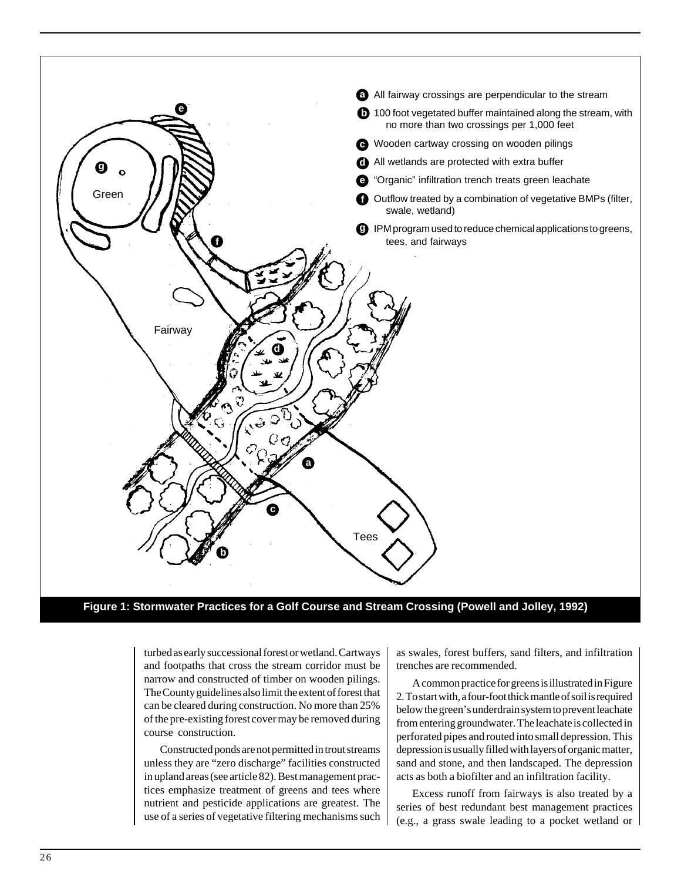a All fairway crossings are perpendicular to the stream

b 100 foot vegetated buffer maintained along the stream, with no more than two crossings per 1,000 feet

c Wooden cartway crossing on wooden pilings

d All wetlands are protected with extra buffer

e "Organic" infiltration trench treats green leachate

f Outflow treated by a combination of vegetative BMPs (filter, swale, wetland)

g IPM program used to reduce chemical applications to greens, tees, and fairways

**Figure 1: Stormwater Practices for a Golf Course and Stream Crossing (Powell and Jolley, 1992)**

turbed as early successional forest or wetland. Cartways and footpaths that cross the stream corridor must be narrow and constructed of timber on wooden pilings. The County guidelines also limit the extent of forest that can be cleared during construction. No more than 25% of the pre-existing forest cover may be removed during course construction.

Constructed ponds are not permitted in trout streams unless they are "zero discharge" facilities constructed in upland areas (see article 82). Best management practices emphasize treatment of greens and tees where nutrient and pesticide applications are greatest. The use of a series of vegetative filtering mechanisms such as swales, forest buffers, sand filters, and infiltration trenches are recommended.

A common practice for greens is illustrated in Figure 2. To start with, a four-foot thick mantle of soil is required below the green's underdrain system to prevent leachate from entering groundwater. The leachate is collected in perforated pipes and routed into small depression. This depression is usually filled with layers of organic matter, sand and stone, and then landscaped. The depression acts as both a biofilter and an infiltration facility.

Excess runoff from fairways is also treated by a series of best redundant best management practices (e.g., a grass swale leading to a pocket wetland or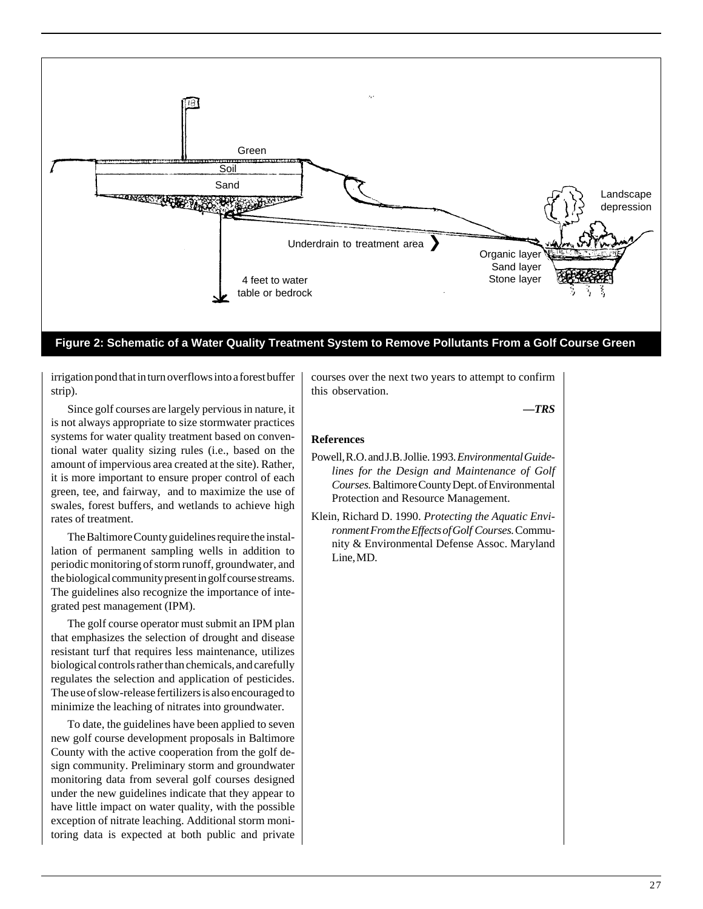Green

Soil

Sand

Underdrain to treatment area

4 feet to water table or bedrock

Landscape depression

Organic layer

Sand layer

Stone layer

**Figure 2: Schematic of a Water Quality Treatment System to Remove Pollutants From a Golf Course Green**

irrigation pond that in turn overflows into a forest buffer strip).

Since golf courses are largely pervious in nature, it is not always appropriate to size stormwater practices systems for water quality treatment based on conventional water quality sizing rules (i.e., based on the amount of impervious area created at the site). Rather, it is more important to ensure proper control of each green, tee, and fairway, and to maximize the use of swales, forest buffers, and wetlands to achieve high rates of treatment.

The Baltimore County guidelines require the installation of permanent sampling wells in addition to periodic monitoring of storm runoff, groundwater, and the biological community present in golf course streams. The guidelines also recognize the importance of integrated pest management (IPM).

The golf course operator must submit an IPM plan that emphasizes the selection of drought and disease resistant turf that requires less maintenance, utilizes biological controls rather than chemicals, and carefully regulates the selection and application of pesticides. The use of slow-release fertilizers is also encouraged to minimize the leaching of nitrates into groundwater.

To date, the guidelines have been applied to seven new golf course development proposals in Baltimore County with the active cooperation from the golf design community. Preliminary storm and groundwater monitoring data from several golf courses designed under the new guidelines indicate that they appear to have little impact on water quality, with the possible exception of nitrate leaching. Additional storm monitoring data is expected at both public and private courses over the next two years to attempt to confirm this observation.

***—TRS***

**References**

Powell, R.O. and J.B. Jollie. 1993. *Environmental Guidelines for the Design and Maintenance of Golf Courses.* Baltimore County Dept. of Environmental Protection and Resource Management.

Klein, Richard D. 1990. *Protecting the Aquatic Environment From the Effects of Golf Courses.* Community & Environmental Defense Assoc. Maryland Line, MD.